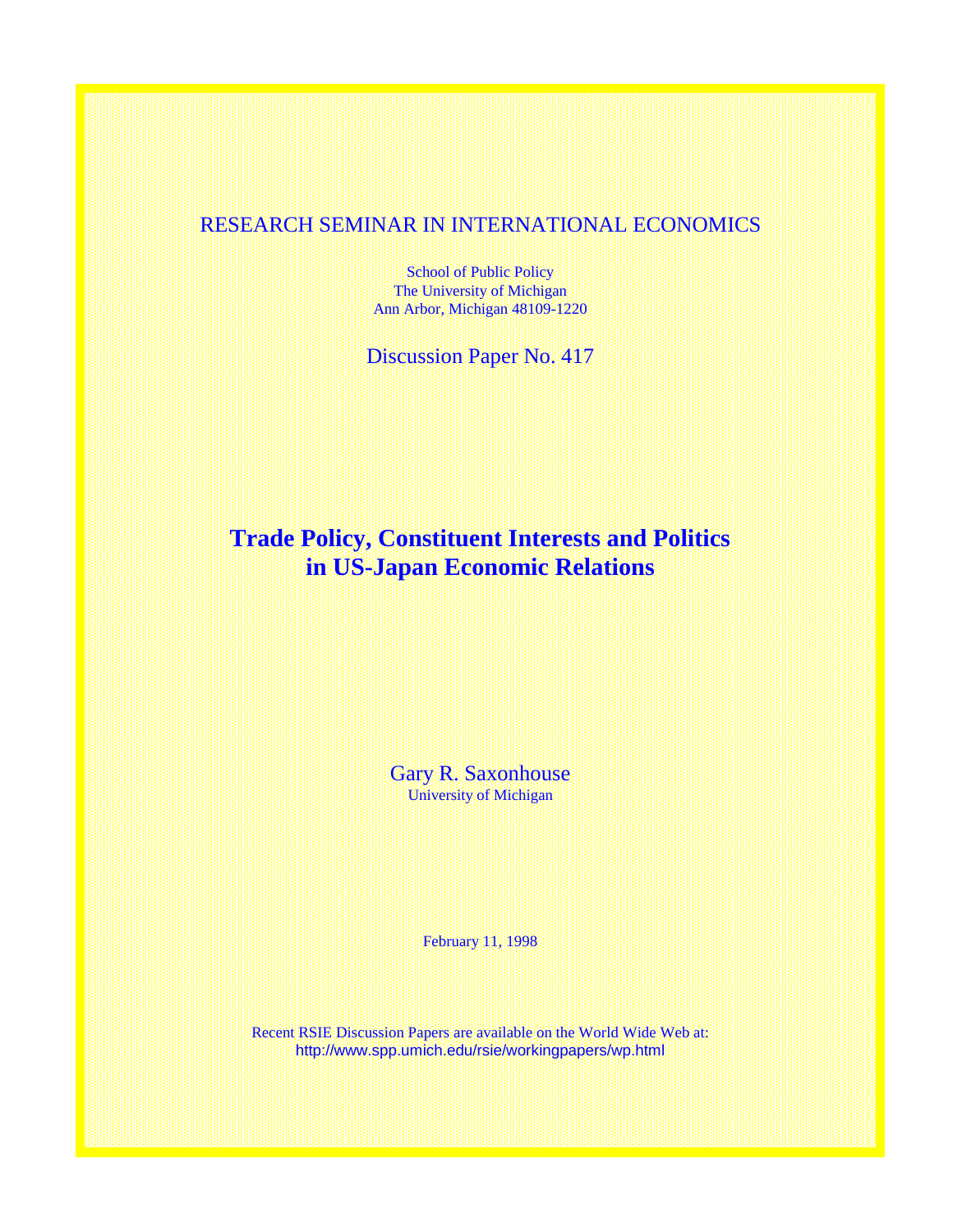RESEARCH SEMINAR IN INTERNATIONAL ECONOMICS

School of Public Policy
The University of Michigan
Ann Arbor, Michigan 48109-1220

Discussion Paper No. 417

# Trade Policy, Constituent Interests and Politics in US-Japan Economic Relations

Gary R. Saxonhouse
University of Michigan

February 11, 1998

Recent RSIE Discussion Papers are available on the World Wide Web at:
http://www.spp.umich.edu/rsie/workingpapers/wp.html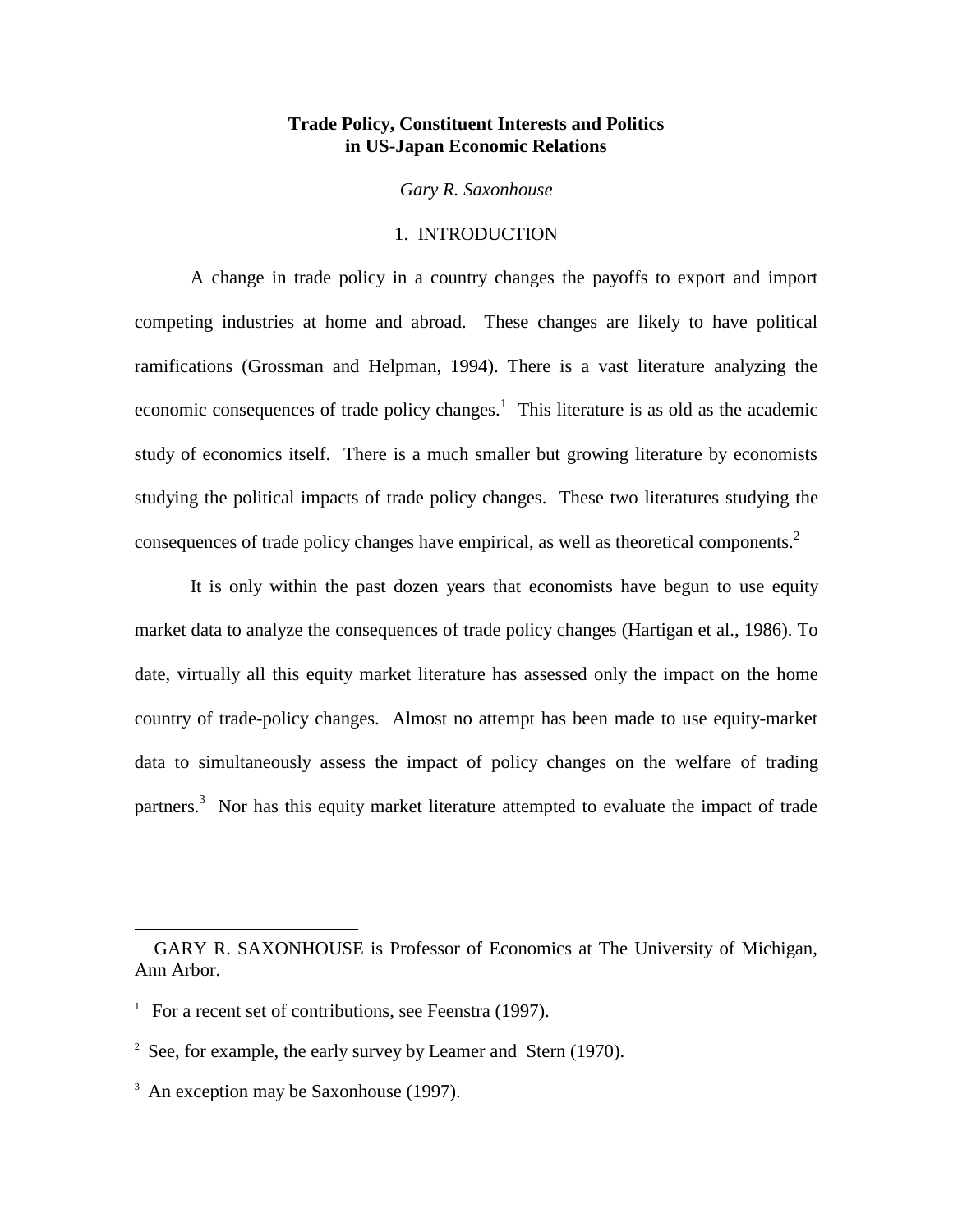# Trade Policy, Constituent Interests and Politics in US-Japan Economic Relations

*Gary R. Saxonhouse*

## 1. INTRODUCTION

A change in trade policy in a country changes the payoffs to export and import competing industries at home and abroad. These changes are likely to have political ramifications (Grossman and Helpman, 1994). There is a vast literature analyzing the economic consequences of trade policy changes.[1] This literature is as old as the academic study of economics itself. There is a much smaller but growing literature by economists studying the political impacts of trade policy changes. These two literatures studying the consequences of trade policy changes have empirical, as well as theoretical components.[2]

It is only within the past dozen years that economists have begun to use equity market data to analyze the consequences of trade policy changes (Hartigan et al., 1986). To date, virtually all this equity market literature has assessed only the impact on the home country of trade-policy changes. Almost no attempt has been made to use equity-market data to simultaneously assess the impact of policy changes on the welfare of trading partners.[3] Nor has this equity market literature attempted to evaluate the impact of trade

---

GARY R. SAXONHOUSE is Professor of Economics at The University of Michigan, Ann Arbor.

[1] For a recent set of contributions, see Feenstra (1997).

[2] See, for example, the early survey by Leamer and Stern (1970).

[3] An exception may be Saxonhouse (1997).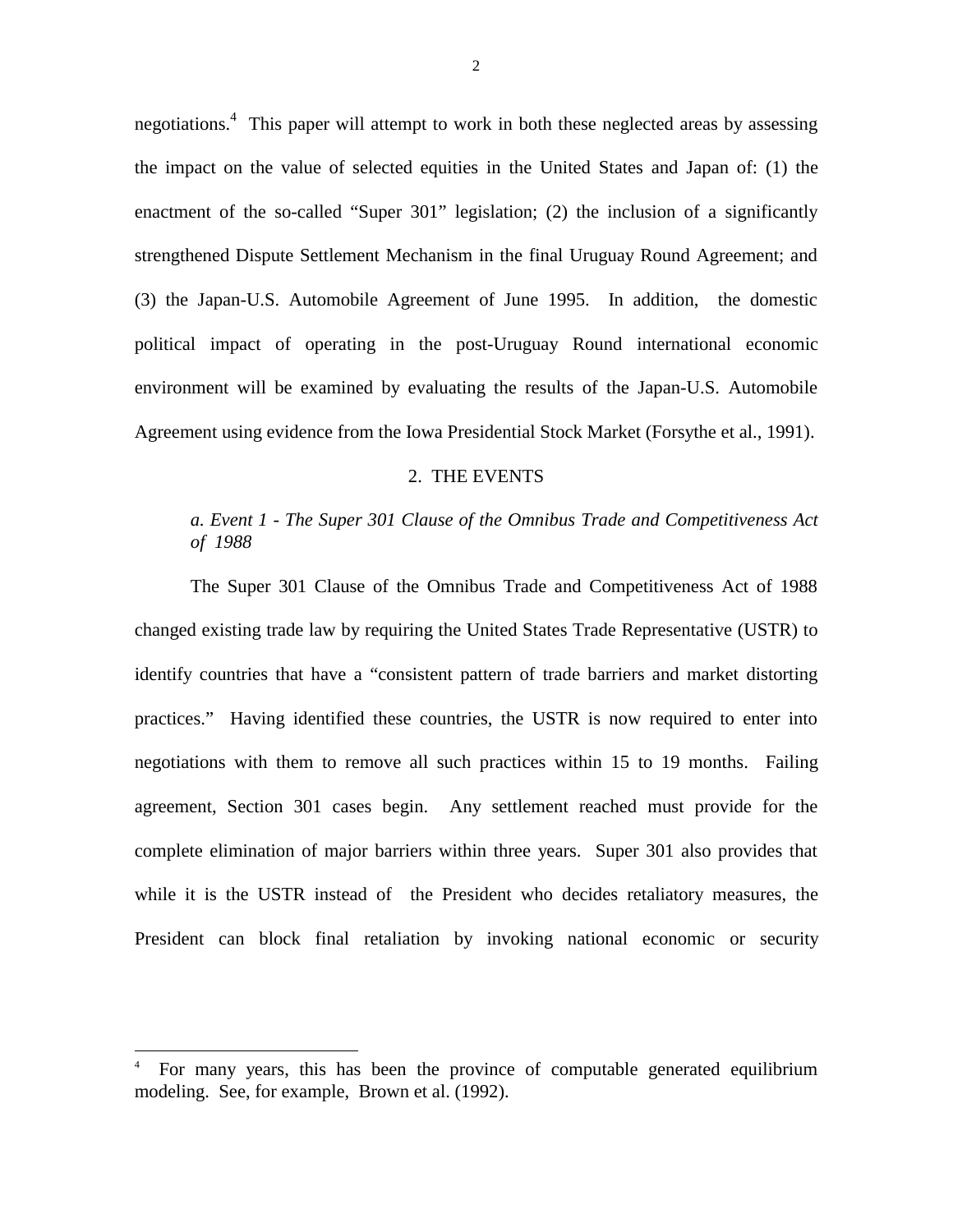negotiations.[4] This paper will attempt to work in both these neglected areas by assessing the impact on the value of selected equities in the United States and Japan of: (1) the enactment of the so-called "Super 301" legislation; (2) the inclusion of a significantly strengthened Dispute Settlement Mechanism in the final Uruguay Round Agreement; and (3) the Japan-U.S. Automobile Agreement of June 1995. In addition, the domestic political impact of operating in the post-Uruguay Round international economic environment will be examined by evaluating the results of the Japan-U.S. Automobile Agreement using evidence from the Iowa Presidential Stock Market (Forsythe et al., 1991).

## 2. THE EVENTS

### *a. Event 1 - The Super 301 Clause of the Omnibus Trade and Competitiveness Act of 1988*

The Super 301 Clause of the Omnibus Trade and Competitiveness Act of 1988 changed existing trade law by requiring the United States Trade Representative (USTR) to identify countries that have a "consistent pattern of trade barriers and market distorting practices." Having identified these countries, the USTR is now required to enter into negotiations with them to remove all such practices within 15 to 19 months. Failing agreement, Section 301 cases begin. Any settlement reached must provide for the complete elimination of major barriers within three years. Super 301 also provides that while it is the USTR instead of the President who decides retaliatory measures, the President can block final retaliation by invoking national economic or security

---

[4] For many years, this has been the province of computable generated equilibrium modeling. See, for example, Brown et al. (1992).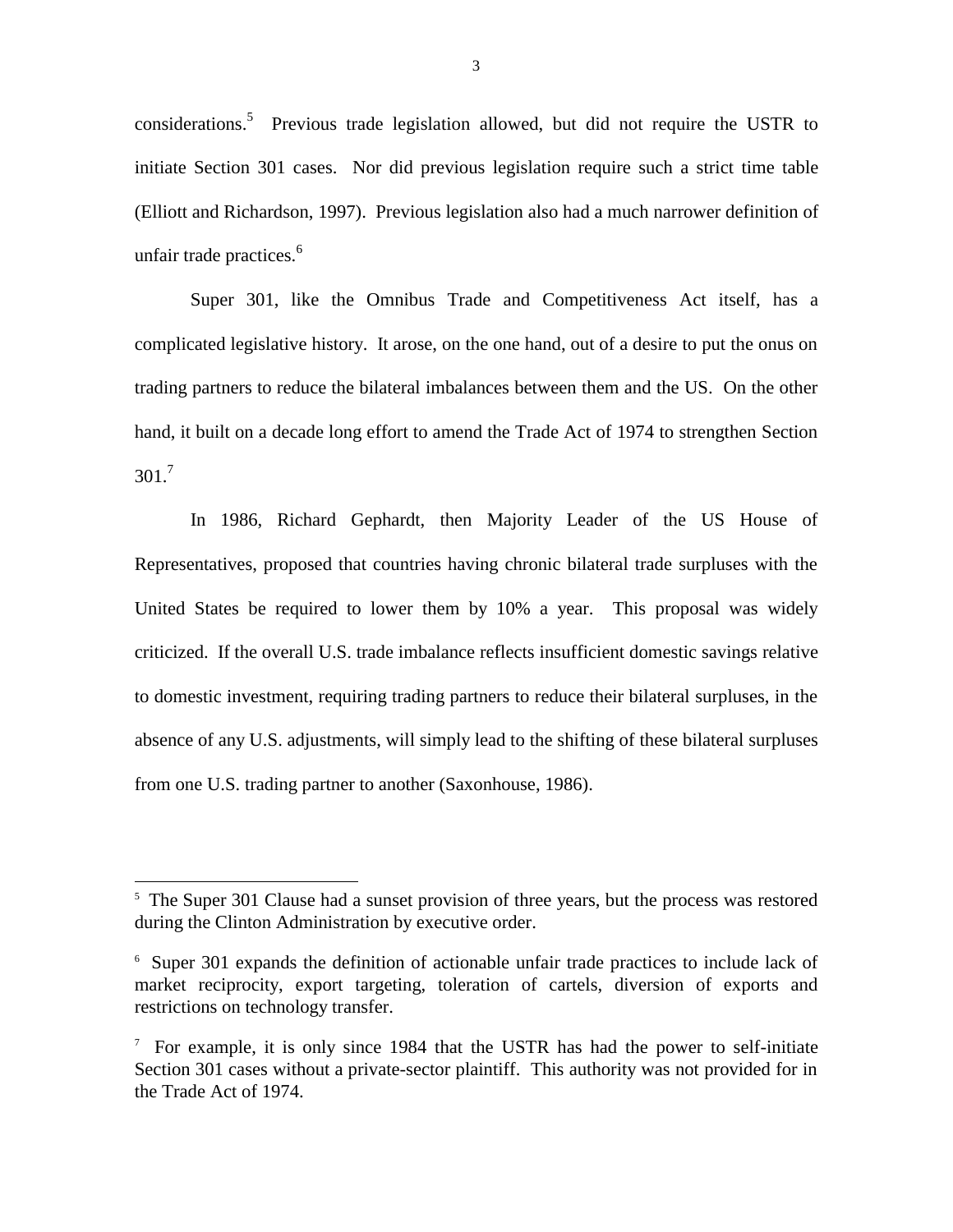considerations.[5] Previous trade legislation allowed, but did not require the USTR to initiate Section 301 cases. Nor did previous legislation require such a strict time table (Elliott and Richardson, 1997). Previous legislation also had a much narrower definition of unfair trade practices.[6]

Super 301, like the Omnibus Trade and Competitiveness Act itself, has a complicated legislative history. It arose, on the one hand, out of a desire to put the onus on trading partners to reduce the bilateral imbalances between them and the US. On the other hand, it built on a decade long effort to amend the Trade Act of 1974 to strengthen Section 301.[7]

In 1986, Richard Gephardt, then Majority Leader of the US House of Representatives, proposed that countries having chronic bilateral trade surpluses with the United States be required to lower them by 10% a year. This proposal was widely criticized. If the overall U.S. trade imbalance reflects insufficient domestic savings relative to domestic investment, requiring trading partners to reduce their bilateral surpluses, in the absence of any U.S. adjustments, will simply lead to the shifting of these bilateral surpluses from one U.S. trading partner to another (Saxonhouse, 1986).

---

[5] The Super 301 Clause had a sunset provision of three years, but the process was restored during the Clinton Administration by executive order.

[6] Super 301 expands the definition of actionable unfair trade practices to include lack of market reciprocity, export targeting, toleration of cartels, diversion of exports and restrictions on technology transfer.

[7] For example, it is only since 1984 that the USTR has had the power to self-initiate Section 301 cases without a private-sector plaintiff. This authority was not provided for in the Trade Act of 1974.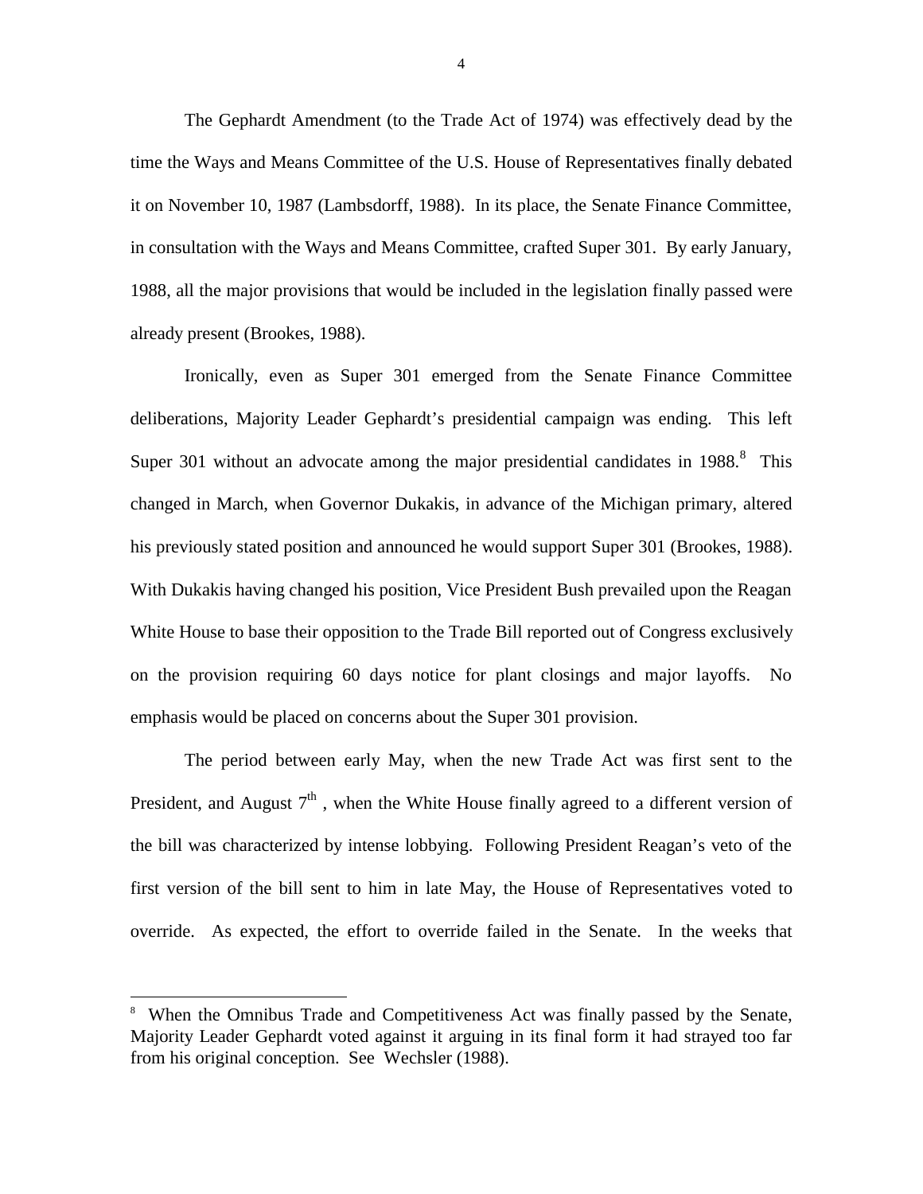The Gephardt Amendment (to the Trade Act of 1974) was effectively dead by the time the Ways and Means Committee of the U.S. House of Representatives finally debated it on November 10, 1987 (Lambsdorff, 1988). In its place, the Senate Finance Committee, in consultation with the Ways and Means Committee, crafted Super 301. By early January, 1988, all the major provisions that would be included in the legislation finally passed were already present (Brookes, 1988).

Ironically, even as Super 301 emerged from the Senate Finance Committee deliberations, Majority Leader Gephardt's presidential campaign was ending. This left Super 301 without an advocate among the major presidential candidates in 1988.[8] This changed in March, when Governor Dukakis, in advance of the Michigan primary, altered his previously stated position and announced he would support Super 301 (Brookes, 1988). With Dukakis having changed his position, Vice President Bush prevailed upon the Reagan White House to base their opposition to the Trade Bill reported out of Congress exclusively on the provision requiring 60 days notice for plant closings and major layoffs. No emphasis would be placed on concerns about the Super 301 provision.

The period between early May, when the new Trade Act was first sent to the President, and August 7th , when the White House finally agreed to a different version of the bill was characterized by intense lobbying. Following President Reagan's veto of the first version of the bill sent to him in late May, the House of Representatives voted to override. As expected, the effort to override failed in the Senate. In the weeks that

[8] When the Omnibus Trade and Competitiveness Act was finally passed by the Senate, Majority Leader Gephardt voted against it arguing in its final form it had strayed too far from his original conception. See Wechsler (1988).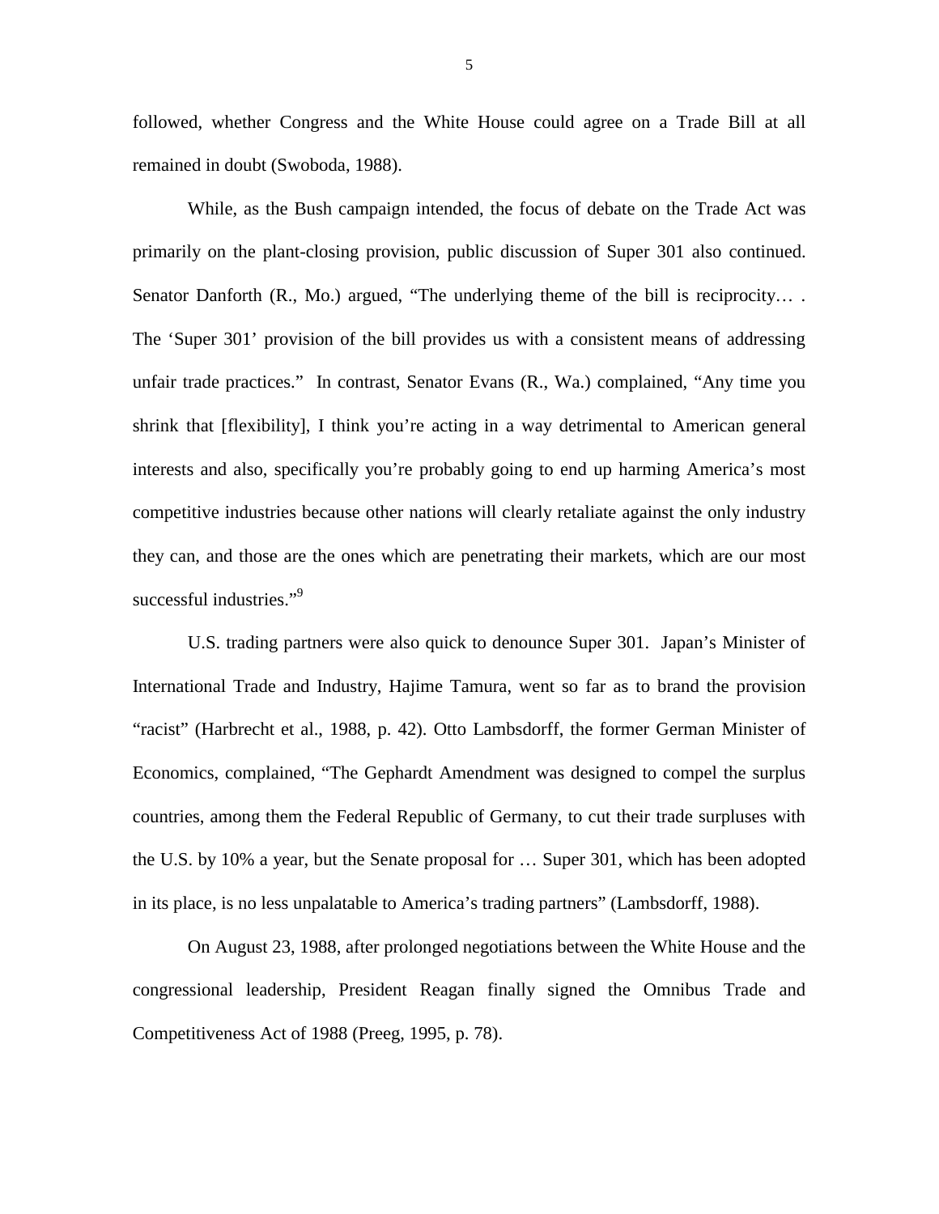followed, whether Congress and the White House could agree on a Trade Bill at all remained in doubt (Swoboda, 1988).

While, as the Bush campaign intended, the focus of debate on the Trade Act was primarily on the plant-closing provision, public discussion of Super 301 also continued. Senator Danforth (R., Mo.) argued, "The underlying theme of the bill is reciprocity… . The 'Super 301' provision of the bill provides us with a consistent means of addressing unfair trade practices." In contrast, Senator Evans (R., Wa.) complained, "Any time you shrink that [flexibility], I think you're acting in a way detrimental to American general interests and also, specifically you're probably going to end up harming America's most competitive industries because other nations will clearly retaliate against the only industry they can, and those are the ones which are penetrating their markets, which are our most successful industries."[9]

U.S. trading partners were also quick to denounce Super 301. Japan's Minister of International Trade and Industry, Hajime Tamura, went so far as to brand the provision "racist" (Harbrecht et al., 1988, p. 42). Otto Lambsdorff, the former German Minister of Economics, complained, "The Gephardt Amendment was designed to compel the surplus countries, among them the Federal Republic of Germany, to cut their trade surpluses with the U.S. by 10% a year, but the Senate proposal for … Super 301, which has been adopted in its place, is no less unpalatable to America's trading partners" (Lambsdorff, 1988).

On August 23, 1988, after prolonged negotiations between the White House and the congressional leadership, President Reagan finally signed the Omnibus Trade and Competitiveness Act of 1988 (Preeg, 1995, p. 78).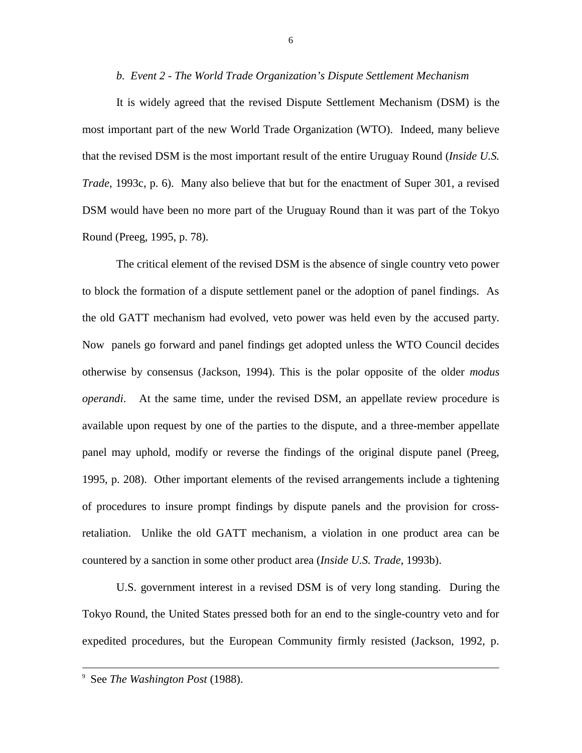### *b. Event 2 - The World Trade Organization's Dispute Settlement Mechanism*

It is widely agreed that the revised Dispute Settlement Mechanism (DSM) is the most important part of the new World Trade Organization (WTO). Indeed, many believe that the revised DSM is the most important result of the entire Uruguay Round (*Inside U.S. Trade*, 1993c, p. 6). Many also believe that but for the enactment of Super 301, a revised DSM would have been no more part of the Uruguay Round than it was part of the Tokyo Round (Preeg, 1995, p. 78).

The critical element of the revised DSM is the absence of single country veto power to block the formation of a dispute settlement panel or the adoption of panel findings. As the old GATT mechanism had evolved, veto power was held even by the accused party. Now panels go forward and panel findings get adopted unless the WTO Council decides otherwise by consensus (Jackson, 1994). This is the polar opposite of the older *modus operandi*. At the same time, under the revised DSM, an appellate review procedure is available upon request by one of the parties to the dispute, and a three-member appellate panel may uphold, modify or reverse the findings of the original dispute panel (Preeg, 1995, p. 208). Other important elements of the revised arrangements include a tightening of procedures to insure prompt findings by dispute panels and the provision for cross-retaliation. Unlike the old GATT mechanism, a violation in one product area can be countered by a sanction in some other product area (*Inside U.S. Trade*, 1993b).

U.S. government interest in a revised DSM is of very long standing. During the Tokyo Round, the United States pressed both for an end to the single-country veto and for expedited procedures, but the European Community firmly resisted (Jackson, 1992, p.

---

[9] See *The Washington Post* (1988).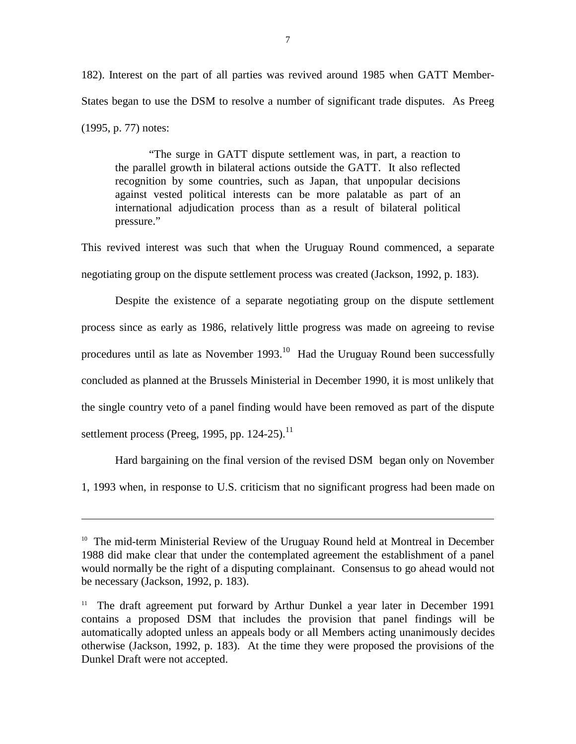182). Interest on the part of all parties was revived around 1985 when GATT Member-States began to use the DSM to resolve a number of significant trade disputes. As Preeg (1995, p. 77) notes:

> "The surge in GATT dispute settlement was, in part, a reaction to the parallel growth in bilateral actions outside the GATT. It also reflected recognition by some countries, such as Japan, that unpopular decisions against vested political interests can be more palatable as part of an international adjudication process than as a result of bilateral political pressure."

This revived interest was such that when the Uruguay Round commenced, a separate negotiating group on the dispute settlement process was created (Jackson, 1992, p. 183).

Despite the existence of a separate negotiating group on the dispute settlement process since as early as 1986, relatively little progress was made on agreeing to revise procedures until as late as November 1993.[10] Had the Uruguay Round been successfully concluded as planned at the Brussels Ministerial in December 1990, it is most unlikely that the single country veto of a panel finding would have been removed as part of the dispute settlement process (Preeg, 1995, pp. 124-25).[11]

Hard bargaining on the final version of the revised DSM began only on November 1, 1993 when, in response to U.S. criticism that no significant progress had been made on

---

[10] The mid-term Ministerial Review of the Uruguay Round held at Montreal in December 1988 did make clear that under the contemplated agreement the establishment of a panel would normally be the right of a disputing complainant. Consensus to go ahead would not be necessary (Jackson, 1992, p. 183).

[11] The draft agreement put forward by Arthur Dunkel a year later in December 1991 contains a proposed DSM that includes the provision that panel findings will be automatically adopted unless an appeals body or all Members acting unanimously decides otherwise (Jackson, 1992, p. 183). At the time they were proposed the provisions of the Dunkel Draft were not accepted.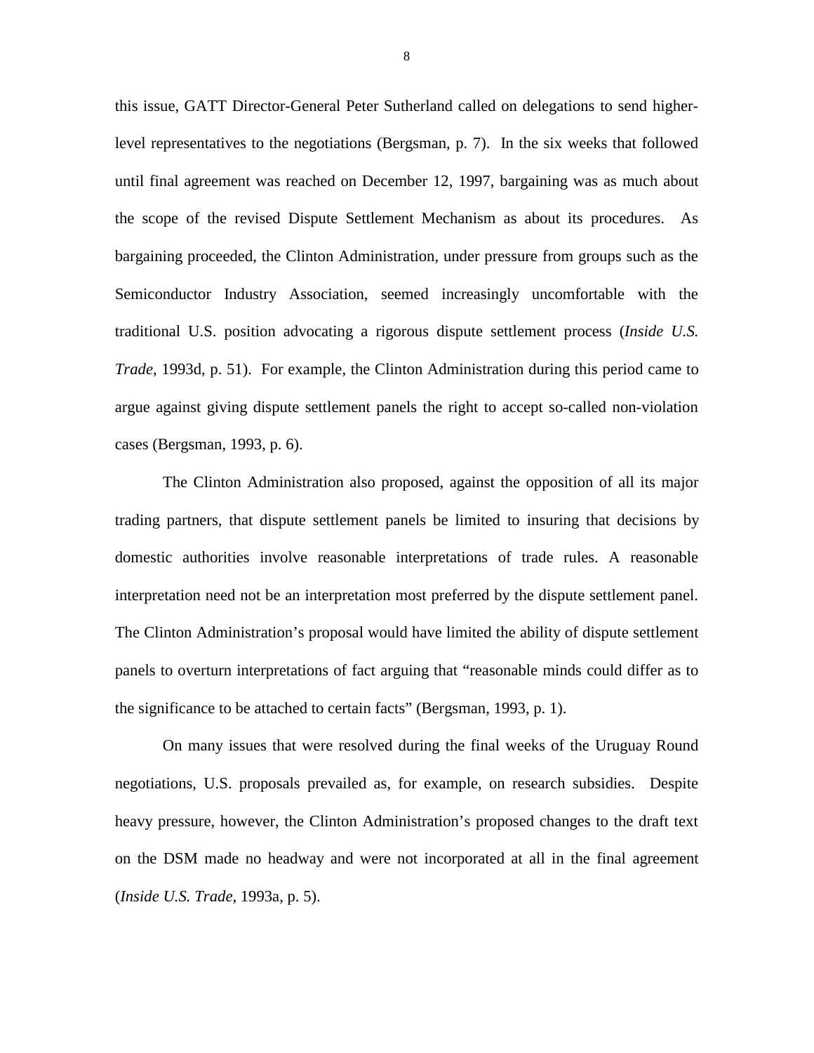this issue, GATT Director-General Peter Sutherland called on delegations to send higher-level representatives to the negotiations (Bergsman, p. 7). In the six weeks that followed until final agreement was reached on December 12, 1997, bargaining was as much about the scope of the revised Dispute Settlement Mechanism as about its procedures. As bargaining proceeded, the Clinton Administration, under pressure from groups such as the Semiconductor Industry Association, seemed increasingly uncomfortable with the traditional U.S. position advocating a rigorous dispute settlement process (*Inside U.S. Trade*, 1993d, p. 51). For example, the Clinton Administration during this period came to argue against giving dispute settlement panels the right to accept so-called non-violation cases (Bergsman, 1993, p. 6).

The Clinton Administration also proposed, against the opposition of all its major trading partners, that dispute settlement panels be limited to insuring that decisions by domestic authorities involve reasonable interpretations of trade rules. A reasonable interpretation need not be an interpretation most preferred by the dispute settlement panel. The Clinton Administration's proposal would have limited the ability of dispute settlement panels to overturn interpretations of fact arguing that "reasonable minds could differ as to the significance to be attached to certain facts" (Bergsman, 1993, p. 1).

On many issues that were resolved during the final weeks of the Uruguay Round negotiations, U.S. proposals prevailed as, for example, on research subsidies. Despite heavy pressure, however, the Clinton Administration's proposed changes to the draft text on the DSM made no headway and were not incorporated at all in the final agreement (*Inside U.S. Trade*, 1993a, p. 5).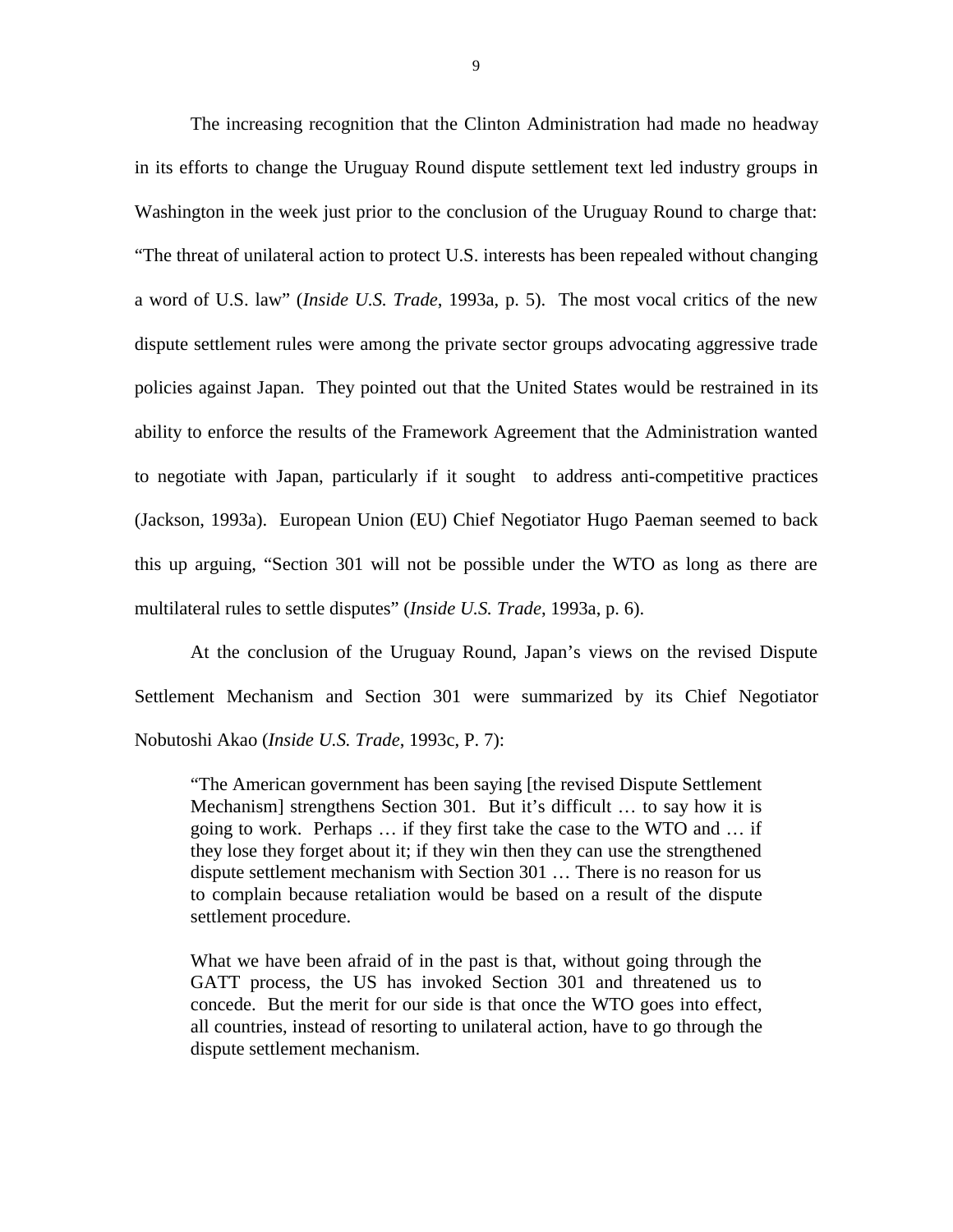The increasing recognition that the Clinton Administration had made no headway in its efforts to change the Uruguay Round dispute settlement text led industry groups in Washington in the week just prior to the conclusion of the Uruguay Round to charge that: "The threat of unilateral action to protect U.S. interests has been repealed without changing a word of U.S. law" (*Inside U.S. Trade*, 1993a, p. 5). The most vocal critics of the new dispute settlement rules were among the private sector groups advocating aggressive trade policies against Japan. They pointed out that the United States would be restrained in its ability to enforce the results of the Framework Agreement that the Administration wanted to negotiate with Japan, particularly if it sought to address anti-competitive practices (Jackson, 1993a). European Union (EU) Chief Negotiator Hugo Paeman seemed to back this up arguing, "Section 301 will not be possible under the WTO as long as there are multilateral rules to settle disputes" (*Inside U.S. Trade*, 1993a, p. 6).

At the conclusion of the Uruguay Round, Japan's views on the revised Dispute Settlement Mechanism and Section 301 were summarized by its Chief Negotiator Nobutoshi Akao (*Inside U.S. Trade*, 1993c, P. 7):

> "The American government has been saying [the revised Dispute Settlement Mechanism] strengthens Section 301. But it's difficult … to say how it is going to work. Perhaps … if they first take the case to the WTO and … if they lose they forget about it; if they win then they can use the strengthened dispute settlement mechanism with Section 301 … There is no reason for us to complain because retaliation would be based on a result of the dispute settlement procedure.
>
> What we have been afraid of in the past is that, without going through the GATT process, the US has invoked Section 301 and threatened us to concede. But the merit for our side is that once the WTO goes into effect, all countries, instead of resorting to unilateral action, have to go through the dispute settlement mechanism.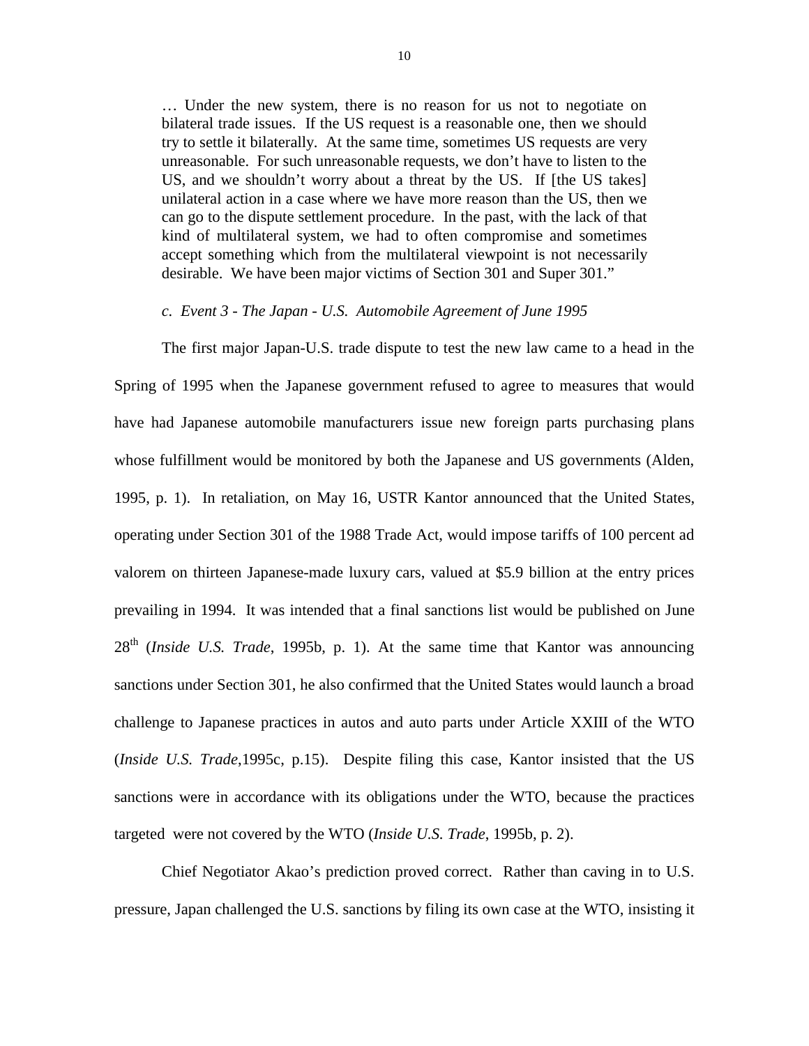… Under the new system, there is no reason for us not to negotiate on bilateral trade issues. If the US request is a reasonable one, then we should try to settle it bilaterally. At the same time, sometimes US requests are very unreasonable. For such unreasonable requests, we don't have to listen to the US, and we shouldn't worry about a threat by the US. If [the US takes] unilateral action in a case where we have more reason than the US, then we can go to the dispute settlement procedure. In the past, with the lack of that kind of multilateral system, we had to often compromise and sometimes accept something which from the multilateral viewpoint is not necessarily desirable. We have been major victims of Section 301 and Super 301."

*c. Event 3 - The Japan - U.S. Automobile Agreement of June 1995*

The first major Japan-U.S. trade dispute to test the new law came to a head in the Spring of 1995 when the Japanese government refused to agree to measures that would have had Japanese automobile manufacturers issue new foreign parts purchasing plans whose fulfillment would be monitored by both the Japanese and US governments (Alden, 1995, p. 1). In retaliation, on May 16, USTR Kantor announced that the United States, operating under Section 301 of the 1988 Trade Act, would impose tariffs of 100 percent ad valorem on thirteen Japanese-made luxury cars, valued at \$5.9 billion at the entry prices prevailing in 1994. It was intended that a final sanctions list would be published on June 28th (*Inside U.S. Trade*, 1995b, p. 1). At the same time that Kantor was announcing sanctions under Section 301, he also confirmed that the United States would launch a broad challenge to Japanese practices in autos and auto parts under Article XXIII of the WTO (*Inside U.S. Trade*,1995c, p.15). Despite filing this case, Kantor insisted that the US sanctions were in accordance with its obligations under the WTO, because the practices targeted were not covered by the WTO (*Inside U.S. Trade*, 1995b, p. 2).

Chief Negotiator Akao's prediction proved correct. Rather than caving in to U.S. pressure, Japan challenged the U.S. sanctions by filing its own case at the WTO, insisting it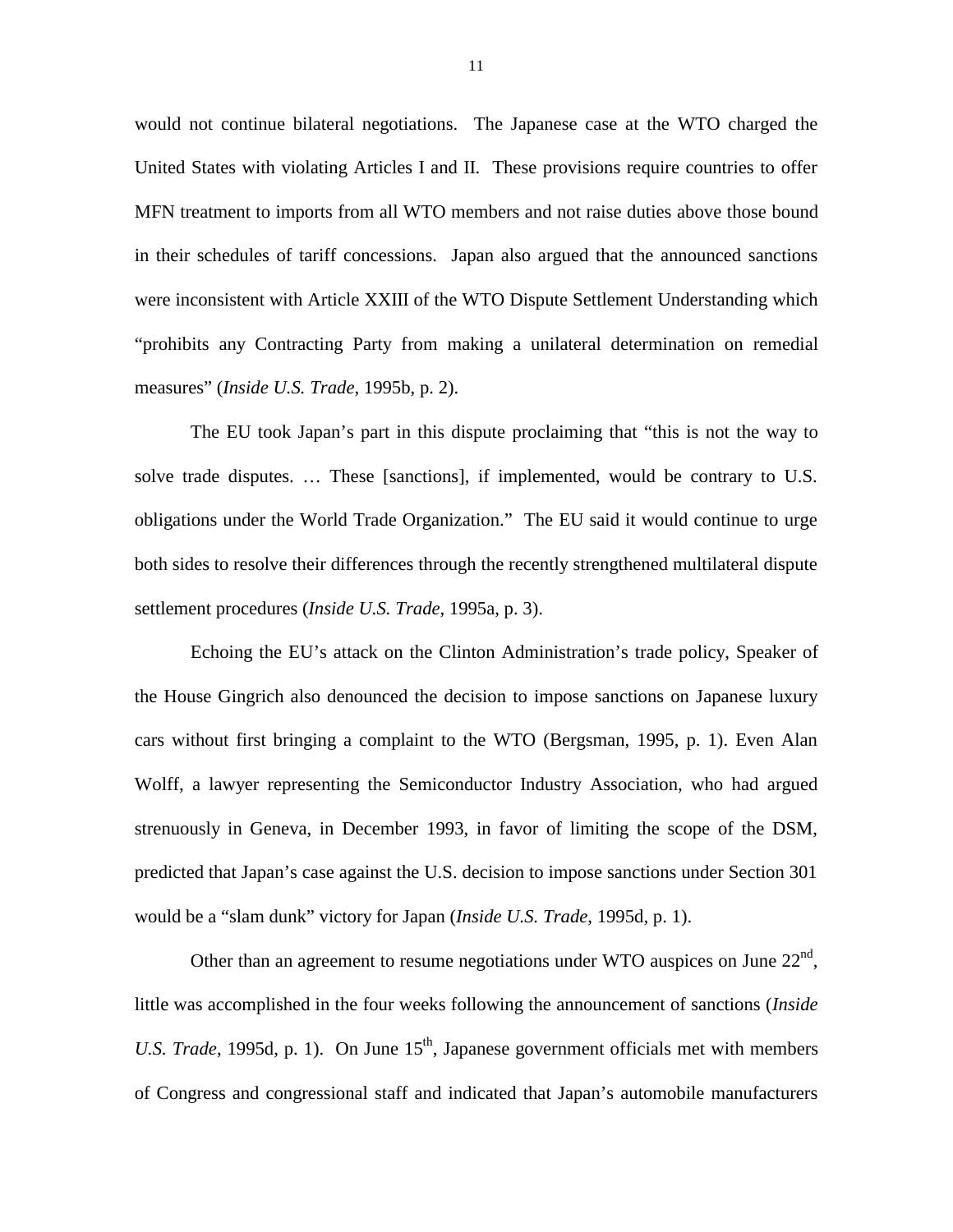would not continue bilateral negotiations. The Japanese case at the WTO charged the United States with violating Articles I and II. These provisions require countries to offer MFN treatment to imports from all WTO members and not raise duties above those bound in their schedules of tariff concessions. Japan also argued that the announced sanctions were inconsistent with Article XXIII of the WTO Dispute Settlement Understanding which "prohibits any Contracting Party from making a unilateral determination on remedial measures" (*Inside U.S. Trade*, 1995b, p. 2).

The EU took Japan's part in this dispute proclaiming that "this is not the way to solve trade disputes. … These [sanctions], if implemented, would be contrary to U.S. obligations under the World Trade Organization." The EU said it would continue to urge both sides to resolve their differences through the recently strengthened multilateral dispute settlement procedures (*Inside U.S. Trade*, 1995a, p. 3).

Echoing the EU's attack on the Clinton Administration's trade policy, Speaker of the House Gingrich also denounced the decision to impose sanctions on Japanese luxury cars without first bringing a complaint to the WTO (Bergsman, 1995, p. 1). Even Alan Wolff, a lawyer representing the Semiconductor Industry Association, who had argued strenuously in Geneva, in December 1993, in favor of limiting the scope of the DSM, predicted that Japan's case against the U.S. decision to impose sanctions under Section 301 would be a "slam dunk" victory for Japan (*Inside U.S. Trade*, 1995d, p. 1).

Other than an agreement to resume negotiations under WTO auspices on June 22nd, little was accomplished in the four weeks following the announcement of sanctions (*Inside U.S. Trade*, 1995d, p. 1). On June 15th, Japanese government officials met with members of Congress and congressional staff and indicated that Japan's automobile manufacturers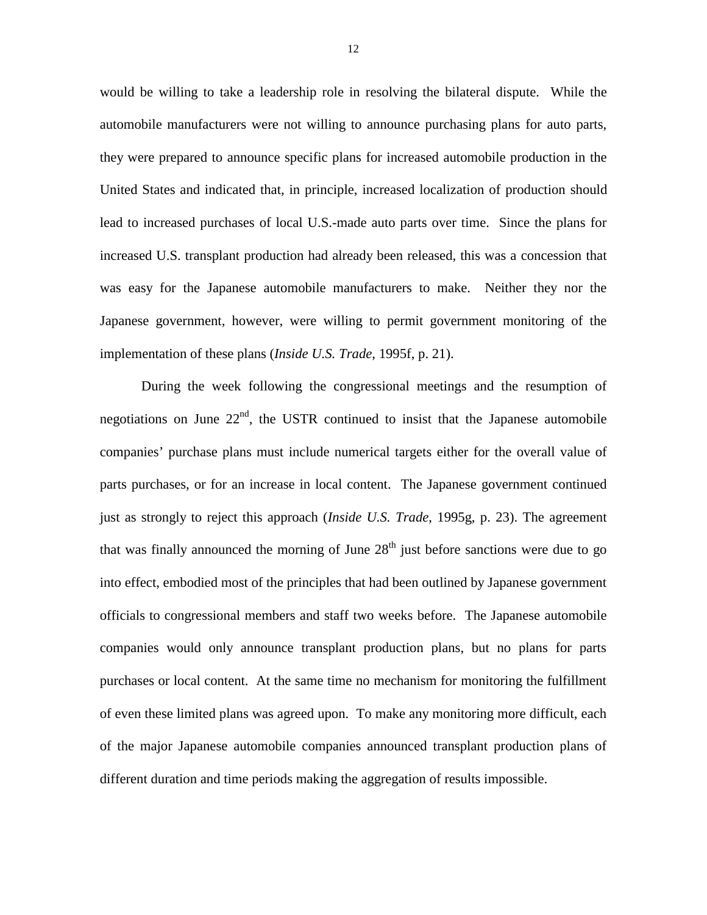would be willing to take a leadership role in resolving the bilateral dispute. While the automobile manufacturers were not willing to announce purchasing plans for auto parts, they were prepared to announce specific plans for increased automobile production in the United States and indicated that, in principle, increased localization of production should lead to increased purchases of local U.S.-made auto parts over time. Since the plans for increased U.S. transplant production had already been released, this was a concession that was easy for the Japanese automobile manufacturers to make. Neither they nor the Japanese government, however, were willing to permit government monitoring of the implementation of these plans (*Inside U.S. Trade*, 1995f, p. 21).

During the week following the congressional meetings and the resumption of negotiations on June 22nd, the USTR continued to insist that the Japanese automobile companies' purchase plans must include numerical targets either for the overall value of parts purchases, or for an increase in local content. The Japanese government continued just as strongly to reject this approach (*Inside U.S. Trade,* 1995g, p. 23). The agreement that was finally announced the morning of June 28th just before sanctions were due to go into effect, embodied most of the principles that had been outlined by Japanese government officials to congressional members and staff two weeks before. The Japanese automobile companies would only announce transplant production plans, but no plans for parts purchases or local content. At the same time no mechanism for monitoring the fulfillment of even these limited plans was agreed upon. To make any monitoring more difficult, each of the major Japanese automobile companies announced transplant production plans of different duration and time periods making the aggregation of results impossible.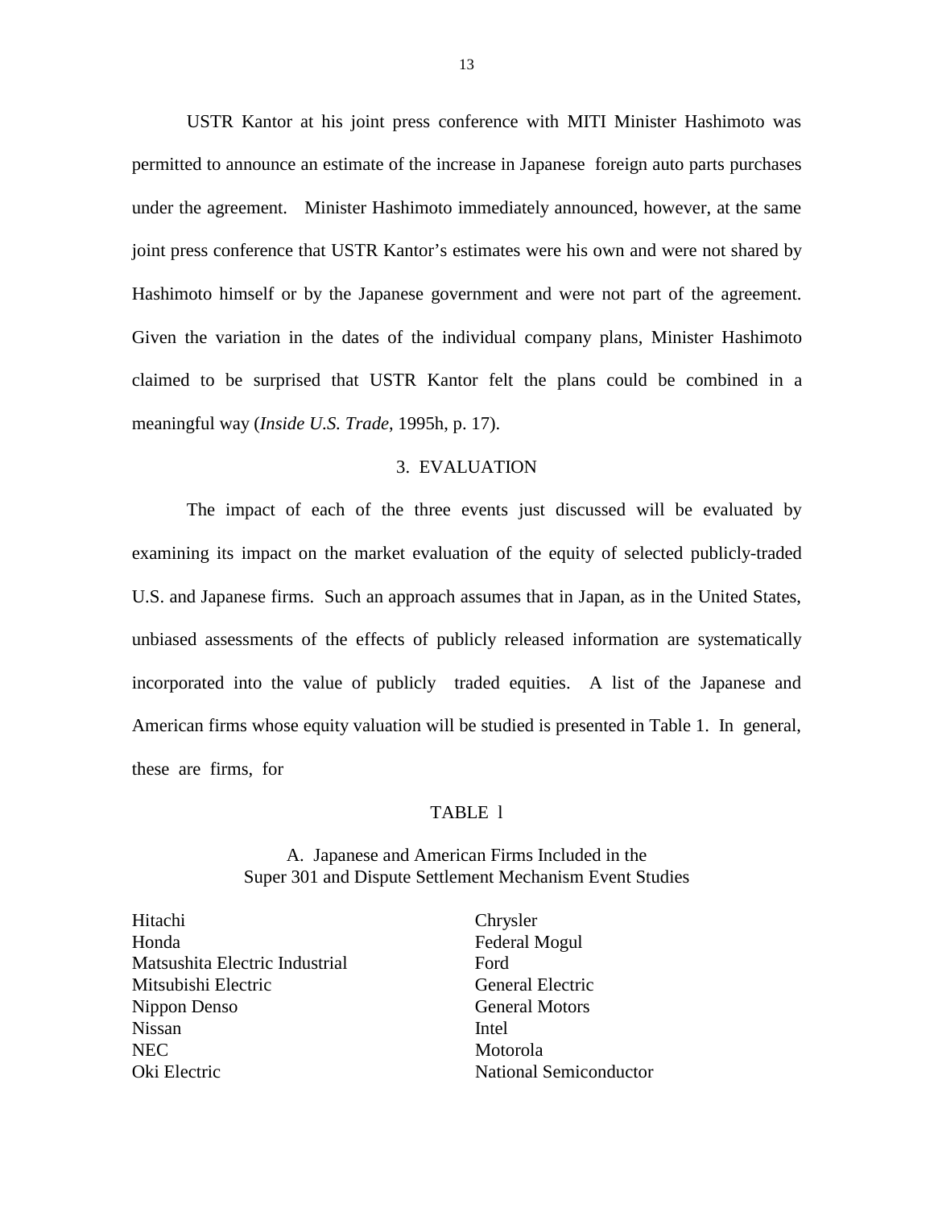USTR Kantor at his joint press conference with MITI Minister Hashimoto was permitted to announce an estimate of the increase in Japanese foreign auto parts purchases under the agreement. Minister Hashimoto immediately announced, however, at the same joint press conference that USTR Kantor's estimates were his own and were not shared by Hashimoto himself or by the Japanese government and were not part of the agreement. Given the variation in the dates of the individual company plans, Minister Hashimoto claimed to be surprised that USTR Kantor felt the plans could be combined in a meaningful way (*Inside U.S. Trade*, 1995h, p. 17).

## 3. EVALUATION

The impact of each of the three events just discussed will be evaluated by examining its impact on the market evaluation of the equity of selected publicly-traded U.S. and Japanese firms. Such an approach assumes that in Japan, as in the United States, unbiased assessments of the effects of publicly released information are systematically incorporated into the value of publicly traded equities. A list of the Japanese and American firms whose equity valuation will be studied is presented in Table 1. In general, these are firms, for

TABLE 1

A. Japanese and American Firms Included in the Super 301 and Dispute Settlement Mechanism Event Studies

| | |
|---|---|
| Hitachi | Chrysler |
| Honda | Federal Mogul |
| Matsushita Electric Industrial | Ford |
| Mitsubishi Electric | General Electric |
| Nippon Denso | General Motors |
| Nissan | Intel |
| NEC | Motorola |
| Oki Electric | National Semiconductor |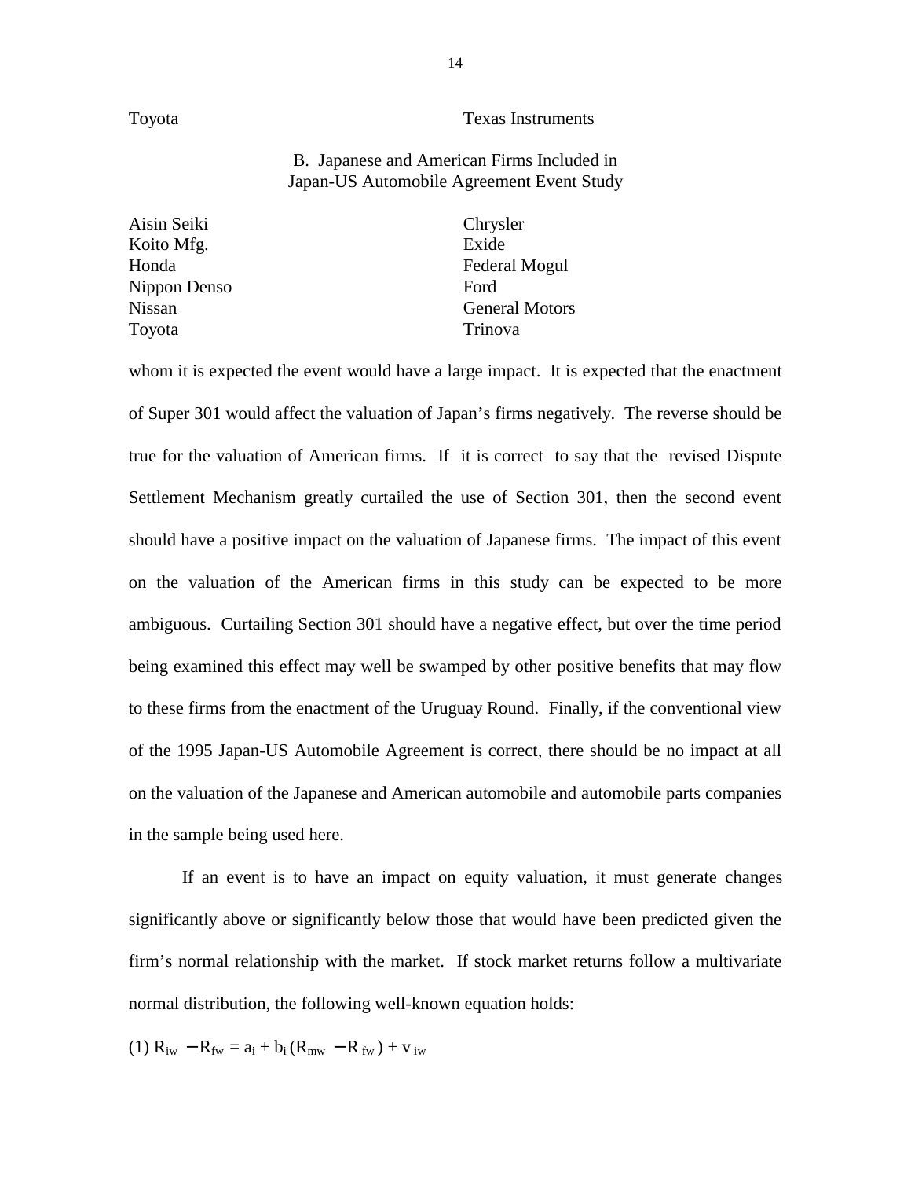| | |
|---|---|
| Toyota | Texas Instruments |

B. Japanese and American Firms Included in Japan-US Automobile Agreement Event Study

| | |
|---|---|
| Aisin Seiki | Chrysler |
| Koito Mfg. | Exide |
| Honda | Federal Mogul |
| Nippon Denso | Ford |
| Nissan | General Motors |
| Toyota | Trinova |

whom it is expected the event would have a large impact. It is expected that the enactment of Super 301 would affect the valuation of Japan's firms negatively. The reverse should be true for the valuation of American firms. If it is correct to say that the revised Dispute Settlement Mechanism greatly curtailed the use of Section 301, then the second event should have a positive impact on the valuation of Japanese firms. The impact of this event on the valuation of the American firms in this study can be expected to be more ambiguous. Curtailing Section 301 should have a negative effect, but over the time period being examined this effect may well be swamped by other positive benefits that may flow to these firms from the enactment of the Uruguay Round. Finally, if the conventional view of the 1995 Japan-US Automobile Agreement is correct, there should be no impact at all on the valuation of the Japanese and American automobile and automobile parts companies in the sample being used here.

If an event is to have an impact on equity valuation, it must generate changes significantly above or significantly below those that would have been predicted given the firm's normal relationship with the market. If stock market returns follow a multivariate normal distribution, the following well-known equation holds:

$$(1)\ R_{iw} - R_{fw} = a_i + b_i (R_{mw} - R_{fw}) + v_{iw}$$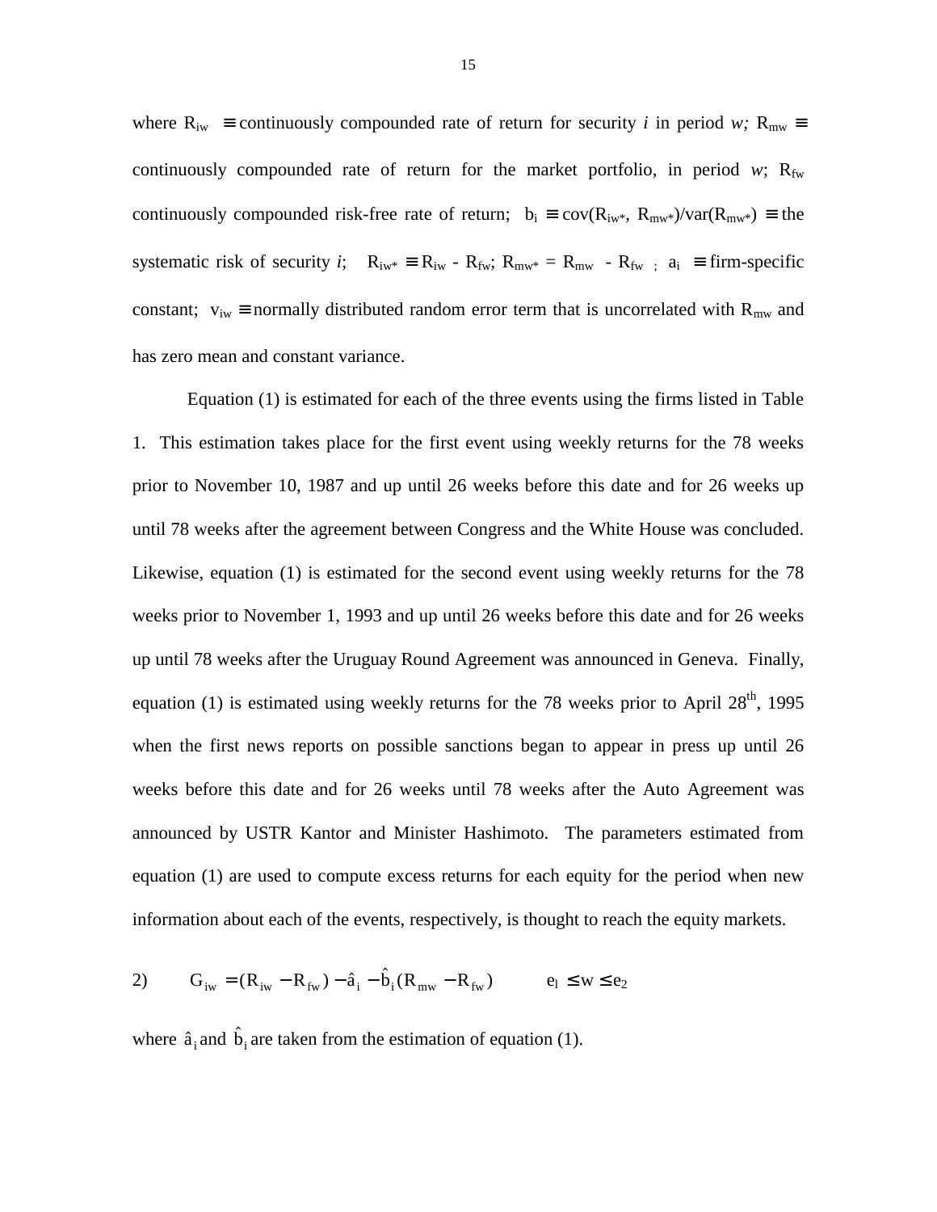where $R_{iw} \equiv$ continuously compounded rate of return for security *i* in period *w;* $R_{mw} \equiv$ continuously compounded rate of return for the market portfolio, in period *w*; $R_{fw}$ continuously compounded risk-free rate of return; $b_i \equiv cov(R_{iw*}, R_{mw*})/var(R_{mw*}) \equiv$ the systematic risk of security *i*; $R_{iw*} \equiv R_{iw} - R_{fw}$; $R_{mw*} = R_{mw} - R_{fw}$ ; $a_i \equiv$ firm-specific constant; $v_{iw} \equiv$ normally distributed random error term that is uncorrelated with $R_{mw}$ and has zero mean and constant variance.

Equation (1) is estimated for each of the three events using the firms listed in Table 1. This estimation takes place for the first event using weekly returns for the 78 weeks prior to November 10, 1987 and up until 26 weeks before this date and for 26 weeks up until 78 weeks after the agreement between Congress and the White House was concluded. Likewise, equation (1) is estimated for the second event using weekly returns for the 78 weeks prior to November 1, 1993 and up until 26 weeks before this date and for 26 weeks up until 78 weeks after the Uruguay Round Agreement was announced in Geneva. Finally, equation (1) is estimated using weekly returns for the 78 weeks prior to April 28th, 1995 when the first news reports on possible sanctions began to appear in press up until 26 weeks before this date and for 26 weeks until 78 weeks after the Auto Agreement was announced by USTR Kantor and Minister Hashimoto. The parameters estimated from equation (1) are used to compute excess returns for each equity for the period when new information about each of the events, respectively, is thought to reach the equity markets.

$$2) \qquad G_{iw} = (R_{iw} - R_{fw}) - \hat{a}_i - \hat{b}_i (R_{mw} - R_{fw}) \qquad e_1 \leq w \leq e_2$$

where $\hat{a}_i$ and $\hat{b}_i$ are taken from the estimation of equation (1).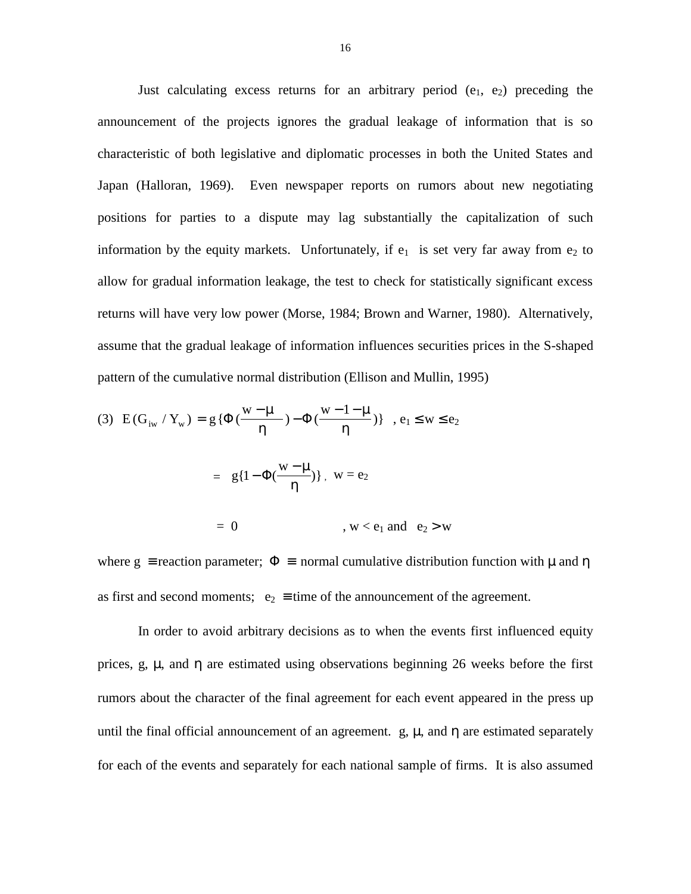Just calculating excess returns for an arbitrary period ($e_1$, $e_2$) preceding the announcement of the projects ignores the gradual leakage of information that is so characteristic of both legislative and diplomatic processes in both the United States and Japan (Halloran, 1969). Even newspaper reports on rumors about new negotiating positions for parties to a dispute may lag substantially the capitalization of such information by the equity markets. Unfortunately, if $e_1$ is set very far away from $e_2$ to allow for gradual information leakage, the test to check for statistically significant excess returns will have very low power (Morse, 1984; Brown and Warner, 1980). Alternatively, assume that the gradual leakage of information influences securities prices in the S-shaped pattern of the cumulative normal distribution (Ellison and Mullin, 1995)

$$(3) \quad E(G_{iw} / Y_w) = g\{\Phi(\frac{w-\mu}{\eta}) - \Phi(\frac{w-1-\mu}{\eta})\} \quad , e_1 \leq w \leq e_2$$

$$= \quad g\{1 - \Phi(\frac{w-\mu}{\eta})\} \, , \quad w = e_2$$

$$= \; 0 \qquad\qquad\qquad , w < e_1 \text{ and } \; e_2 > w$$

where $g \equiv$ reaction parameter; $\Phi \equiv$ normal cumulative distribution function with $\mu$ and $\eta$ as first and second moments; $e_2 \equiv$ time of the announcement of the agreement.

In order to avoid arbitrary decisions as to when the events first influenced equity prices, g, $\mu$, and $\eta$ are estimated using observations beginning 26 weeks before the first rumors about the character of the final agreement for each event appeared in the press up until the final official announcement of an agreement. g, $\mu$, and $\eta$ are estimated separately for each of the events and separately for each national sample of firms. It is also assumed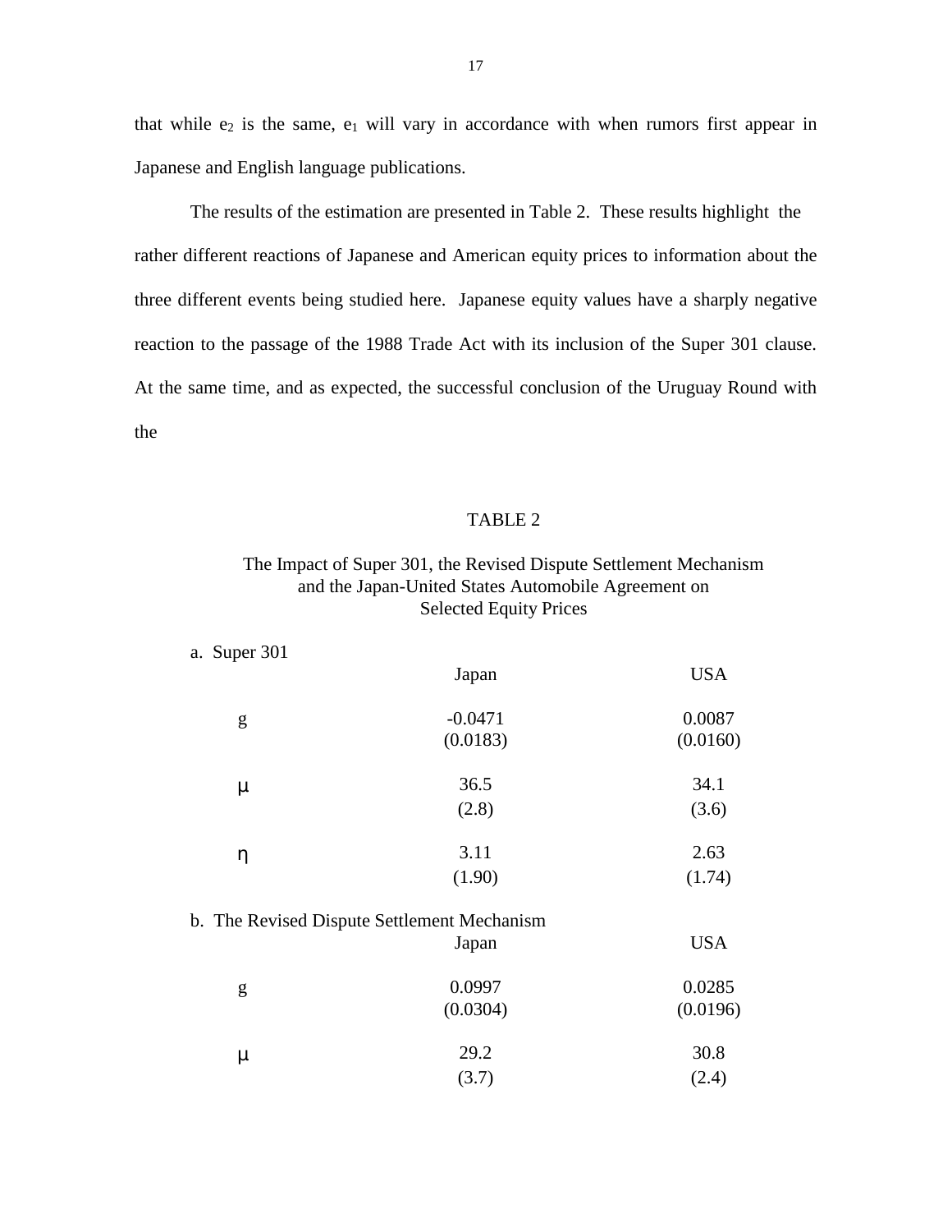that while $e_2$ is the same, $e_1$ will vary in accordance with when rumors first appear in Japanese and English language publications.

The results of the estimation are presented in Table 2. These results highlight the rather different reactions of Japanese and American equity prices to information about the three different events being studied here. Japanese equity values have a sharply negative reaction to the passage of the 1988 Trade Act with its inclusion of the Super 301 clause. At the same time, and as expected, the successful conclusion of the Uruguay Round with the

TABLE 2

The Impact of Super 301, the Revised Dispute Settlement Mechanism and the Japan-United States Automobile Agreement on Selected Equity Prices

a. Super 301

| | Japan | USA |
|---|---|---|
| $g$ | -0.0471<br>(0.0183) | 0.0087<br>(0.0160) |
| $\mu$ | 36.5<br>(2.8) | 34.1<br>(3.6) |
| $\eta$ | 3.11<br>(1.90) | 2.63<br>(1.74) |

b. The Revised Dispute Settlement Mechanism

| | Japan | USA |
|---|---|---|
| $g$ | 0.0997<br>(0.0304) | 0.0285<br>(0.0196) |
| $\mu$ | 29.2<br>(3.7) | 30.8<br>(2.4) |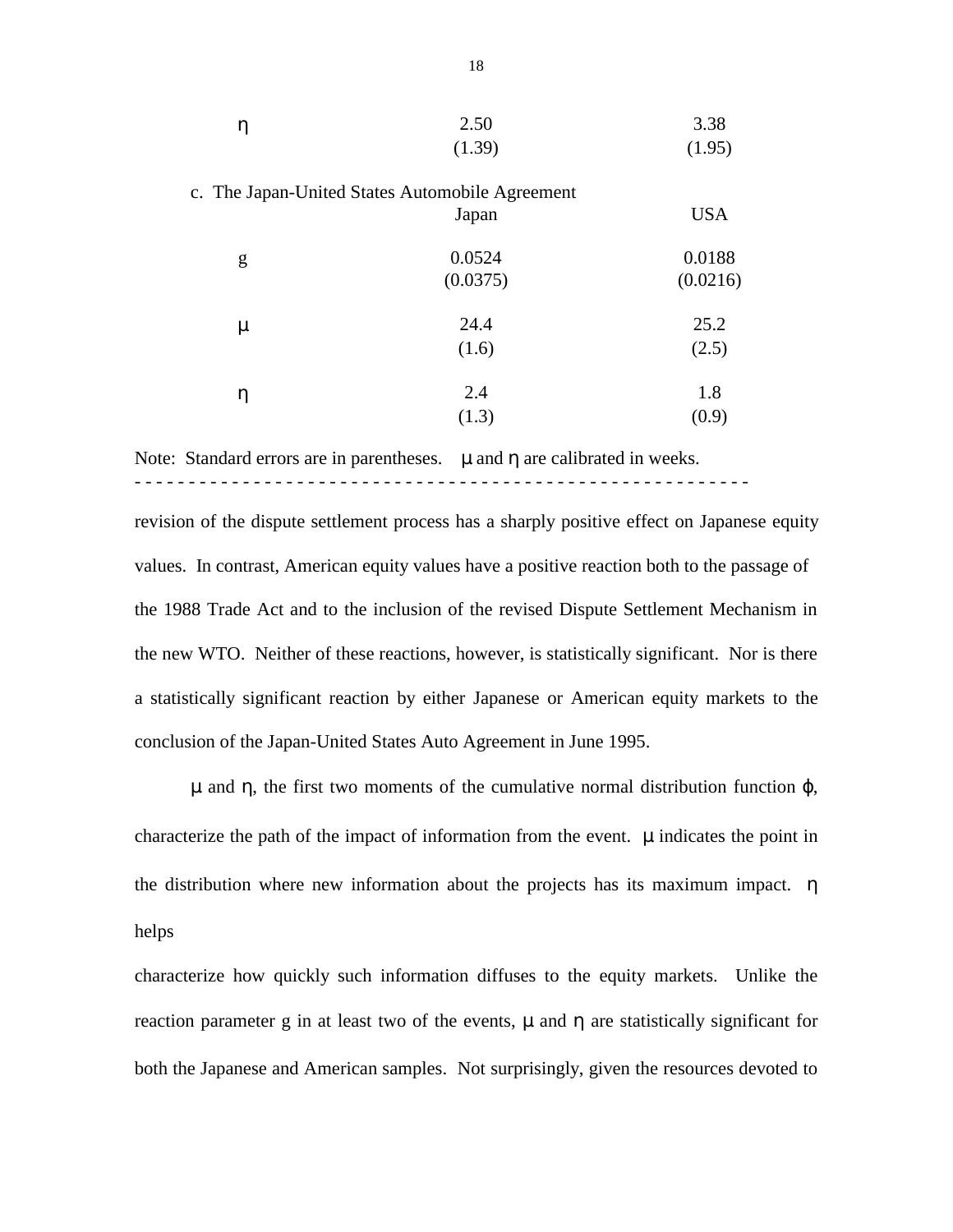| | | |
|---|---|---|
| $\eta$ | 2.50 | 3.38 |
| | (1.39) | (1.95) |

c. The Japan-United States Automobile Agreement

| | Japan | USA |
|---|---|---|
| g | 0.0524 | 0.0188 |
| | (0.0375) | (0.0216) |
| $\mu$ | 24.4 | 25.2 |
| | (1.6) | (2.5) |
| $\eta$ | 2.4 | 1.8 |
| | (1.3) | (0.9) |

Note: Standard errors are in parentheses. $\mu$ and $\eta$ are calibrated in weeks.

- - - - - - - - - - - - - - - - - - - - - - - - - - - - - - - - - - - - - - - - - - - - - - - - - - - - - - - - -

revision of the dispute settlement process has a sharply positive effect on Japanese equity values. In contrast, American equity values have a positive reaction both to the passage of the 1988 Trade Act and to the inclusion of the revised Dispute Settlement Mechanism in the new WTO. Neither of these reactions, however, is statistically significant. Nor is there a statistically significant reaction by either Japanese or American equity markets to the conclusion of the Japan-United States Auto Agreement in June 1995.

$\mu$ and $\eta$, the first two moments of the cumulative normal distribution function $\varphi$, characterize the path of the impact of information from the event. $\mu$ indicates the point in the distribution where new information about the projects has its maximum impact. $\eta$ helps

characterize how quickly such information diffuses to the equity markets. Unlike the reaction parameter g in at least two of the events, $\mu$ and $\eta$ are statistically significant for both the Japanese and American samples. Not surprisingly, given the resources devoted to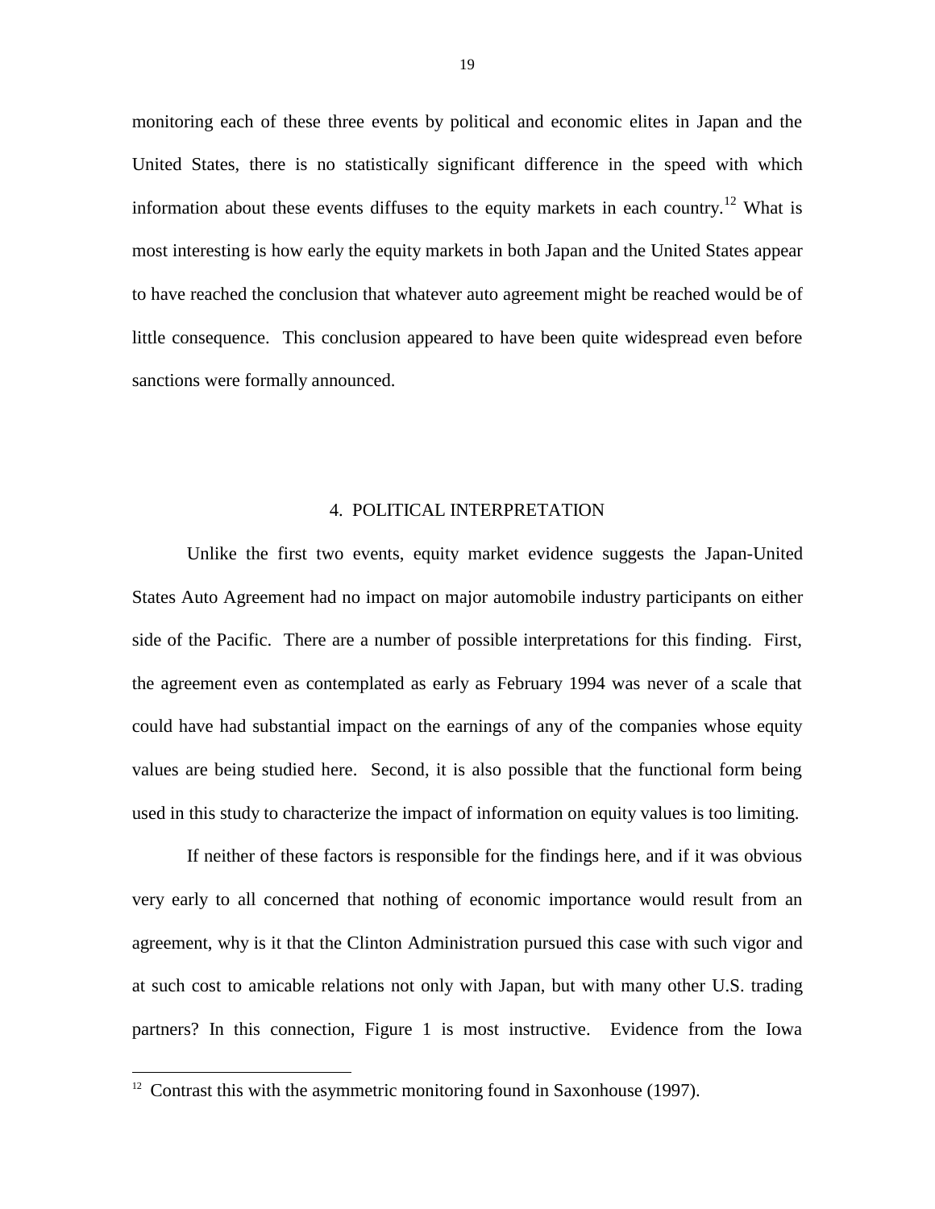monitoring each of these three events by political and economic elites in Japan and the United States, there is no statistically significant difference in the speed with which information about these events diffuses to the equity markets in each country.[12] What is most interesting is how early the equity markets in both Japan and the United States appear to have reached the conclusion that whatever auto agreement might be reached would be of little consequence. This conclusion appeared to have been quite widespread even before sanctions were formally announced.

## 4. POLITICAL INTERPRETATION

Unlike the first two events, equity market evidence suggests the Japan-United States Auto Agreement had no impact on major automobile industry participants on either side of the Pacific. There are a number of possible interpretations for this finding. First, the agreement even as contemplated as early as February 1994 was never of a scale that could have had substantial impact on the earnings of any of the companies whose equity values are being studied here. Second, it is also possible that the functional form being used in this study to characterize the impact of information on equity values is too limiting.

If neither of these factors is responsible for the findings here, and if it was obvious very early to all concerned that nothing of economic importance would result from an agreement, why is it that the Clinton Administration pursued this case with such vigor and at such cost to amicable relations not only with Japan, but with many other U.S. trading partners? In this connection, Figure 1 is most instructive. Evidence from the Iowa

[12] Contrast this with the asymmetric monitoring found in Saxonhouse (1997).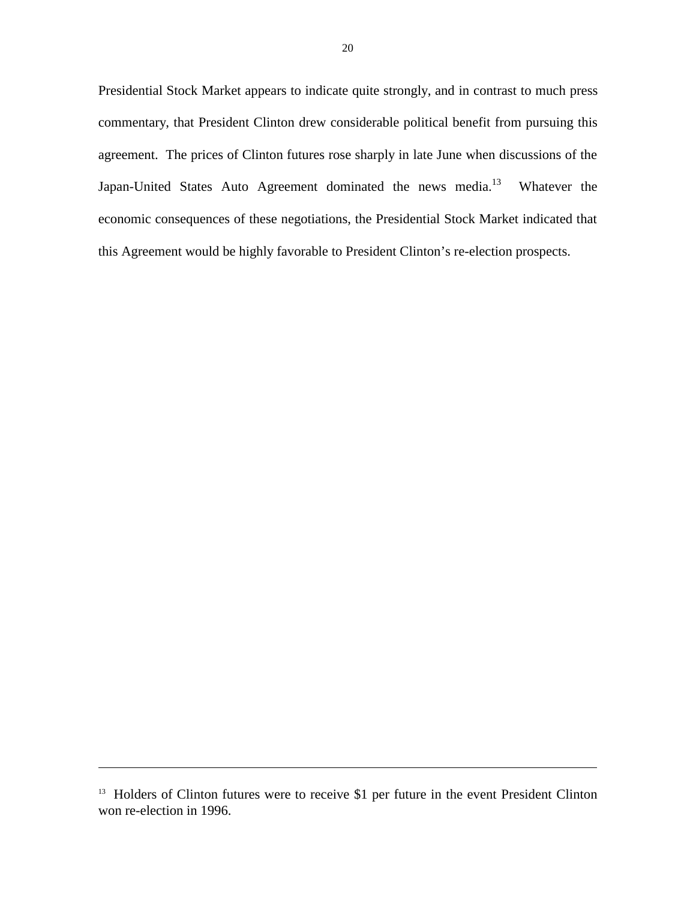Presidential Stock Market appears to indicate quite strongly, and in contrast to much press commentary, that President Clinton drew considerable political benefit from pursuing this agreement. The prices of Clinton futures rose sharply in late June when discussions of the Japan-United States Auto Agreement dominated the news media.[13] Whatever the economic consequences of these negotiations, the Presidential Stock Market indicated that this Agreement would be highly favorable to President Clinton's re-election prospects.

---

[13] Holders of Clinton futures were to receive $1 per future in the event President Clinton won re-election in 1996.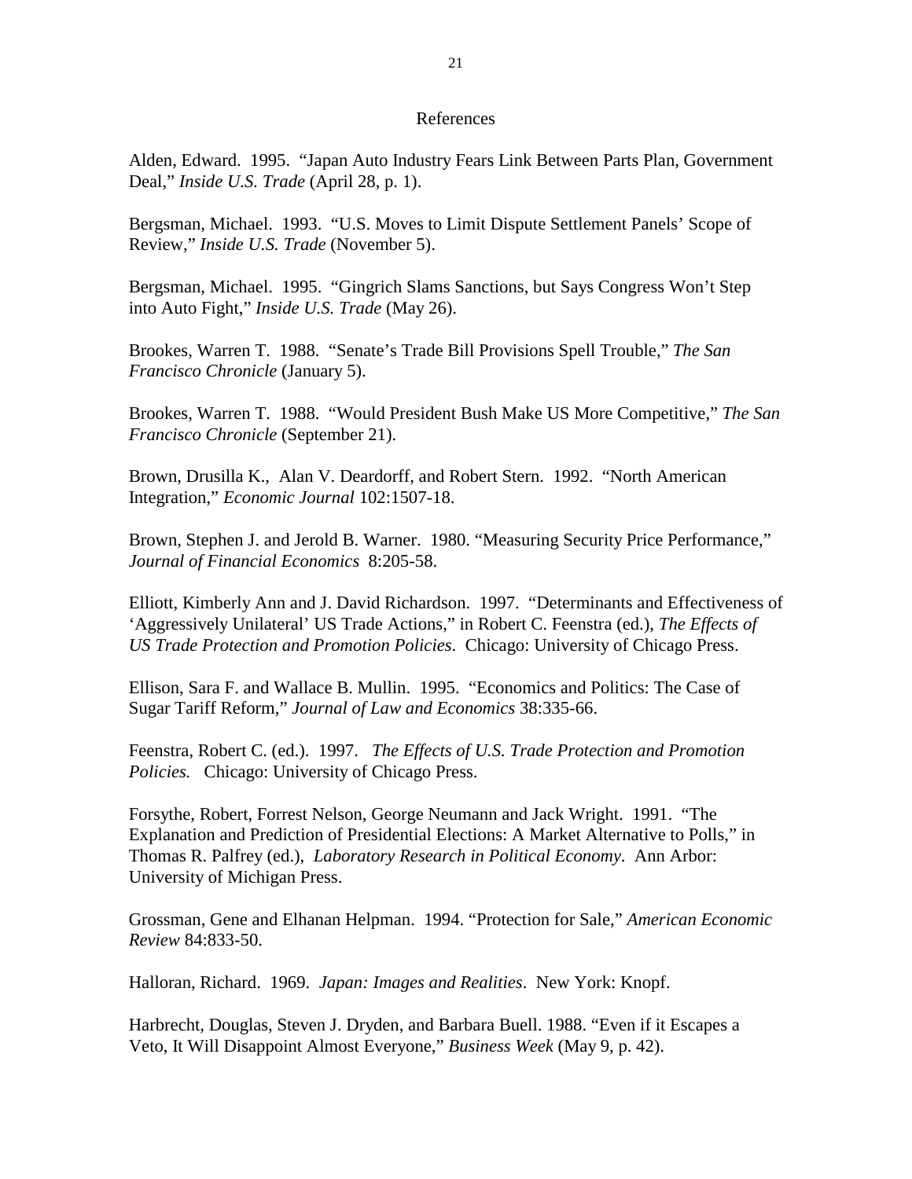# References

Alden, Edward. 1995. "Japan Auto Industry Fears Link Between Parts Plan, Government Deal," *Inside U.S. Trade* (April 28, p. 1).

Bergsman, Michael. 1993. "U.S. Moves to Limit Dispute Settlement Panels' Scope of Review," *Inside U.S. Trade* (November 5).

Bergsman, Michael. 1995. "Gingrich Slams Sanctions, but Says Congress Won't Step into Auto Fight," *Inside U.S. Trade* (May 26).

Brookes, Warren T. 1988. "Senate's Trade Bill Provisions Spell Trouble," *The San Francisco Chronicle* (January 5).

Brookes, Warren T. 1988. "Would President Bush Make US More Competitive," *The San Francisco Chronicle* (September 21).

Brown, Drusilla K., Alan V. Deardorff, and Robert Stern. 1992. "North American Integration," *Economic Journal* 102:1507-18.

Brown, Stephen J. and Jerold B. Warner. 1980. "Measuring Security Price Performance," *Journal of Financial Economics* 8:205-58.

Elliott, Kimberly Ann and J. David Richardson. 1997. "Determinants and Effectiveness of 'Aggressively Unilateral' US Trade Actions," in Robert C. Feenstra (ed.), *The Effects of US Trade Protection and Promotion Policies*. Chicago: University of Chicago Press.

Ellison, Sara F. and Wallace B. Mullin. 1995. "Economics and Politics: The Case of Sugar Tariff Reform," *Journal of Law and Economics* 38:335-66.

Feenstra, Robert C. (ed.). 1997. *The Effects of U.S. Trade Protection and Promotion Policies.* Chicago: University of Chicago Press.

Forsythe, Robert, Forrest Nelson, George Neumann and Jack Wright. 1991. "The Explanation and Prediction of Presidential Elections: A Market Alternative to Polls," in Thomas R. Palfrey (ed.), *Laboratory Research in Political Economy*. Ann Arbor: University of Michigan Press.

Grossman, Gene and Elhanan Helpman. 1994. "Protection for Sale," *American Economic Review* 84:833-50.

Halloran, Richard. 1969. *Japan: Images and Realities*. New York: Knopf.

Harbrecht, Douglas, Steven J. Dryden, and Barbara Buell. 1988. "Even if it Escapes a Veto, It Will Disappoint Almost Everyone," *Business Week* (May 9, p. 42).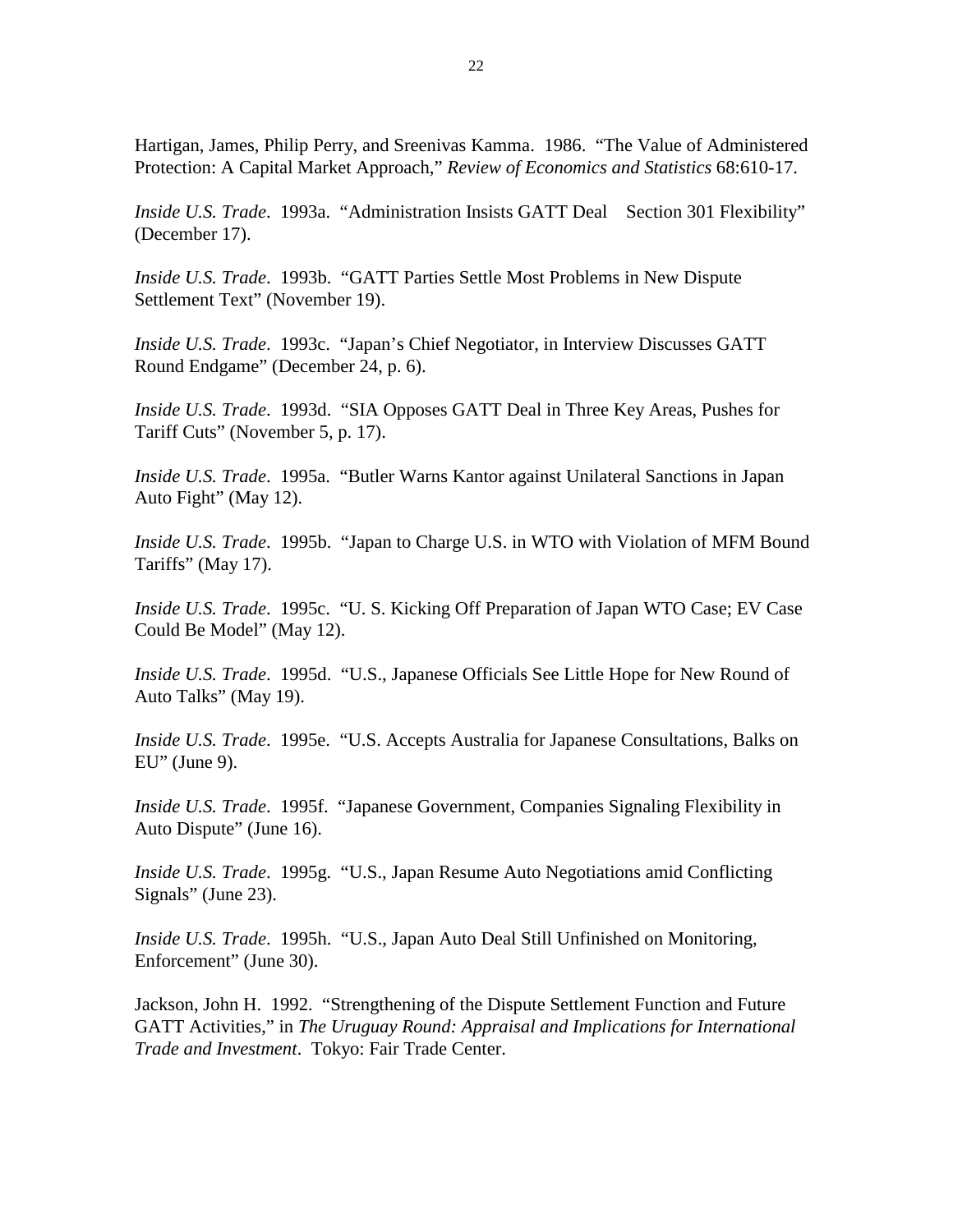Hartigan, James, Philip Perry, and Sreenivas Kamma. 1986. "The Value of Administered Protection: A Capital Market Approach," *Review of Economics and Statistics* 68:610-17.

*Inside U.S. Trade*. 1993a. "Administration Insists GATT Deal  Section 301 Flexibility" (December 17).

*Inside U.S. Trade*. 1993b. "GATT Parties Settle Most Problems in New Dispute Settlement Text" (November 19).

*Inside U.S. Trade*. 1993c. "Japan's Chief Negotiator, in Interview Discusses GATT Round Endgame" (December 24, p. 6).

*Inside U.S. Trade*. 1993d. "SIA Opposes GATT Deal in Three Key Areas, Pushes for Tariff Cuts" (November 5, p. 17).

*Inside U.S. Trade*. 1995a. "Butler Warns Kantor against Unilateral Sanctions in Japan Auto Fight" (May 12).

*Inside U.S. Trade*. 1995b. "Japan to Charge U.S. in WTO with Violation of MFM Bound Tariffs" (May 17).

*Inside U.S. Trade*. 1995c. "U. S. Kicking Off Preparation of Japan WTO Case; EV Case Could Be Model" (May 12).

*Inside U.S. Trade*. 1995d. "U.S., Japanese Officials See Little Hope for New Round of Auto Talks" (May 19).

*Inside U.S. Trade*. 1995e. "U.S. Accepts Australia for Japanese Consultations, Balks on EU" (June 9).

*Inside U.S. Trade*. 1995f. "Japanese Government, Companies Signaling Flexibility in Auto Dispute" (June 16).

*Inside U.S. Trade*. 1995g. "U.S., Japan Resume Auto Negotiations amid Conflicting Signals" (June 23).

*Inside U.S. Trade*. 1995h. "U.S., Japan Auto Deal Still Unfinished on Monitoring, Enforcement" (June 30).

Jackson, John H. 1992. "Strengthening of the Dispute Settlement Function and Future GATT Activities," in *The Uruguay Round: Appraisal and Implications for International Trade and Investment*. Tokyo: Fair Trade Center.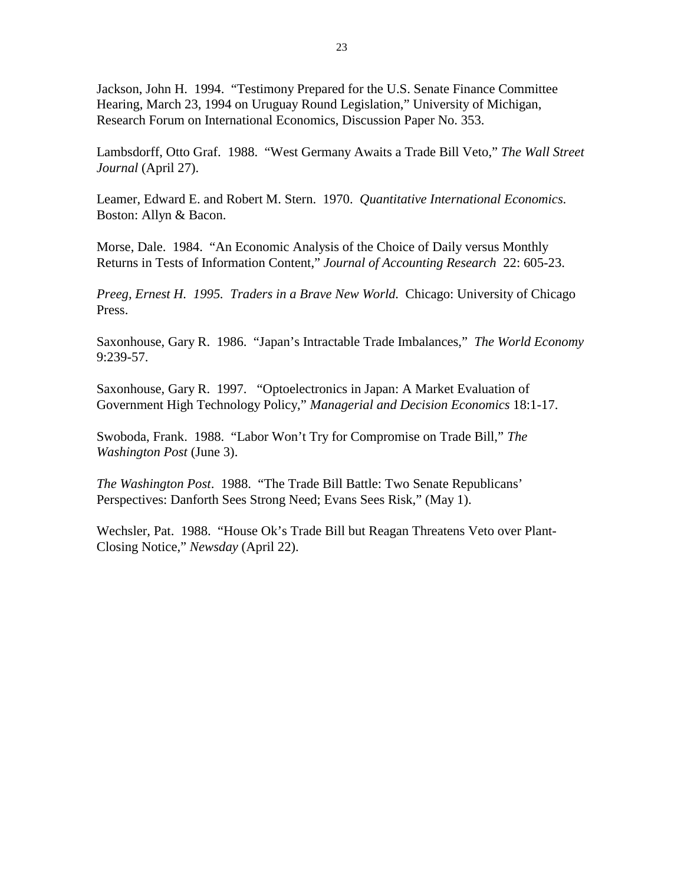Jackson, John H. 1994. "Testimony Prepared for the U.S. Senate Finance Committee Hearing, March 23, 1994 on Uruguay Round Legislation," University of Michigan, Research Forum on International Economics, Discussion Paper No. 353.

Lambsdorff, Otto Graf. 1988. "West Germany Awaits a Trade Bill Veto," *The Wall Street Journal* (April 27).

Leamer, Edward E. and Robert M. Stern. 1970. *Quantitative International Economics.* Boston: Allyn & Bacon.

Morse, Dale. 1984. "An Economic Analysis of the Choice of Daily versus Monthly Returns in Tests of Information Content," *Journal of Accounting Research* 22: 605-23.

*Preeg, Ernest H. 1995. Traders in a Brave New World.* Chicago: University of Chicago Press.

Saxonhouse, Gary R. 1986. "Japan's Intractable Trade Imbalances," *The World Economy* 9:239-57.

Saxonhouse, Gary R. 1997. "Optoelectronics in Japan: A Market Evaluation of Government High Technology Policy," *Managerial and Decision Economics* 18:1-17.

Swoboda, Frank. 1988. "Labor Won't Try for Compromise on Trade Bill," *The Washington Post* (June 3).

*The Washington Post*. 1988. "The Trade Bill Battle: Two Senate Republicans' Perspectives: Danforth Sees Strong Need; Evans Sees Risk," (May 1).

Wechsler, Pat. 1988. "House Ok's Trade Bill but Reagan Threatens Veto over Plant-Closing Notice," *Newsday* (April 22).